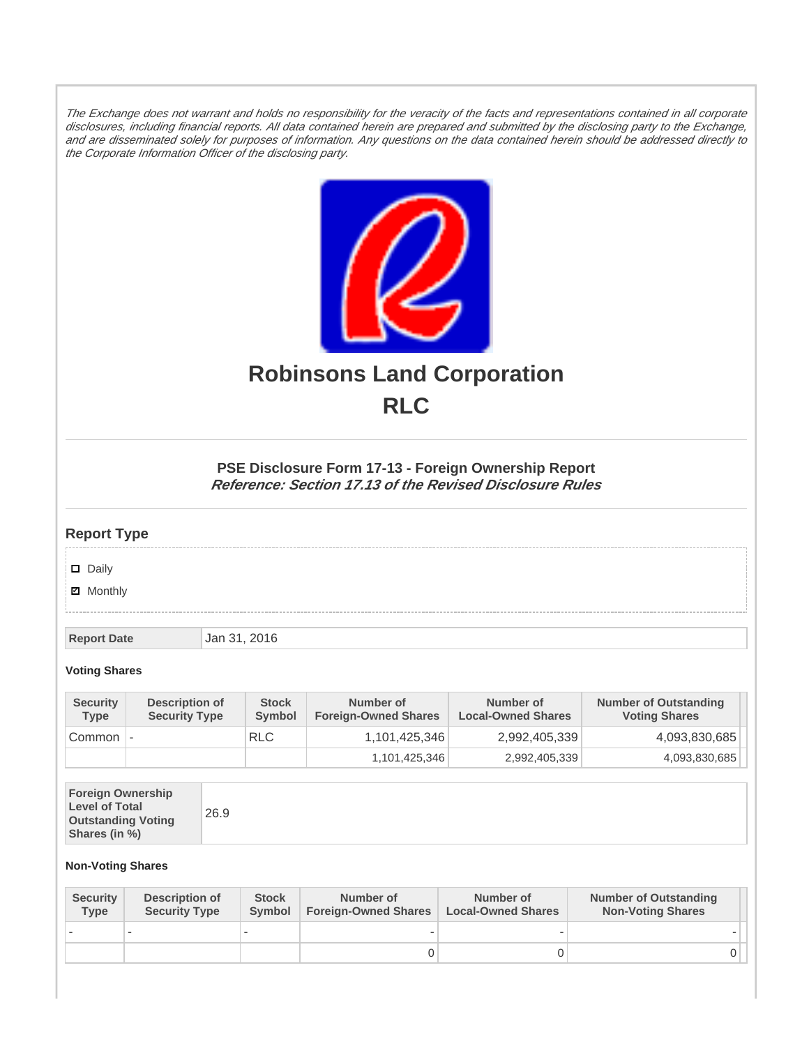*The Exchange does not warrant and holds no responsibility for the veracity of the facts and representations contained in all corporate disclosures, including financial reports. All data contained herein are prepared and submitted by the disclosing party to the Exchange, and are disseminated solely for purposes of information. Any questions on the data contained herein should be addressed directly to the Corporate Information Officer of the disclosing party.*

# Robinsons Land Corporation

# RLC

### PSE Disclosure Form 17-13 - Foreign Ownership Report

***Reference: Section 17.13 of the Revised Disclosure Rules***

## Report Type

- [ ] Daily
- [x] Monthly

| Report Date | Jan 31, 2016 |
|---|---|

**Voting Shares**

| Security Type | Description of Security Type | Stock Symbol | Number of Foreign-Owned Shares | Number of Local-Owned Shares | Number of Outstanding Voting Shares |
|---|---|---|---|---|---|
| Common | - | RLC | 1,101,425,346 | 2,992,405,339 | 4,093,830,685 |
| | | | 1,101,425,346 | 2,992,405,339 | 4,093,830,685 |

| Foreign Ownership Level of Total Outstanding Voting Shares (in %) | 26.9 |
|---|---|

**Non-Voting Shares**

| Security Type | Description of Security Type | Stock Symbol | Number of Foreign-Owned Shares | Number of Local-Owned Shares | Number of Outstanding Non-Voting Shares |
|---|---|---|---|---|---|
| - | - | - | - | - | - |
| | | | 0 | 0 | 0 |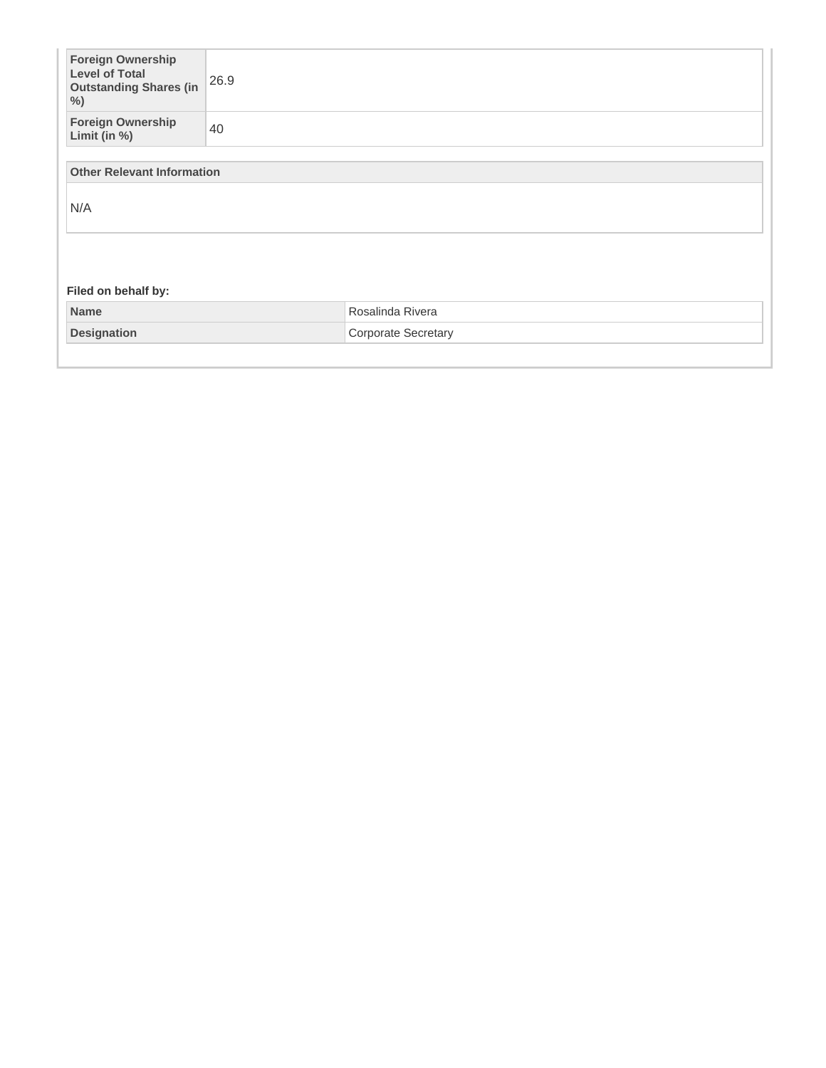| | |
|---|---|
| **Foreign Ownership Level of Total Outstanding Shares (in %)** | 26.9 |
| **Foreign Ownership Limit (in %)** | 40 |

| **Other Relevant Information** |
|---|
| N/A |

**Filed on behalf by:**

| | |
|---|---|
| **Name** | Rosalinda Rivera |
| **Designation** | Corporate Secretary |